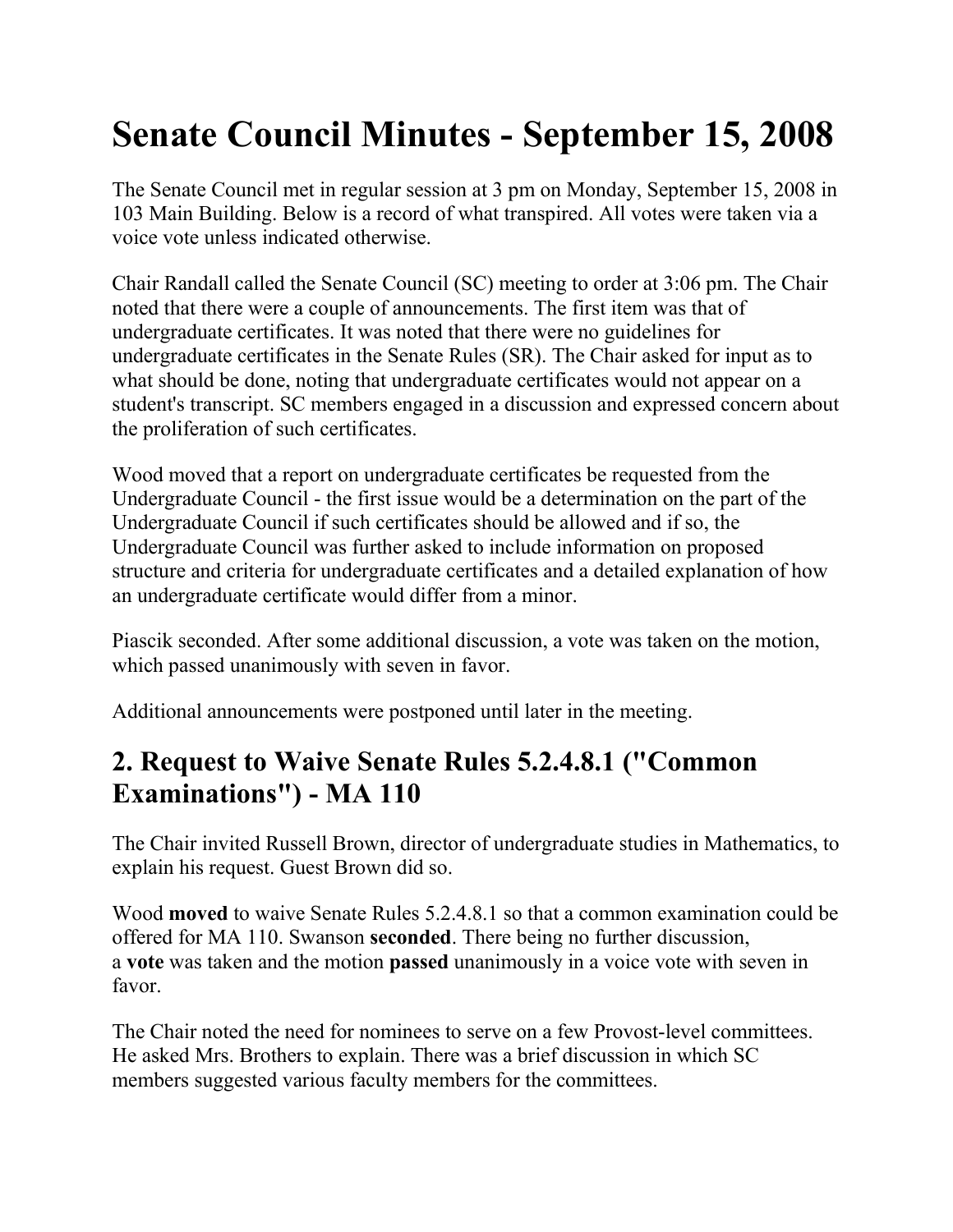# Senate Council Minutes - September 15, 2008

The Senate Council met in regular session at 3 pm on Monday, September 15, 2008 in 103 Main Building. Below is a record of what transpired. All votes were taken via a voice vote unless indicated otherwise.

Chair Randall called the Senate Council (SC) meeting to order at 3:06 pm. The Chair noted that there were a couple of announcements. The first item was that of undergraduate certificates. It was noted that there were no guidelines for undergraduate certificates in the Senate Rules (SR). The Chair asked for input as to what should be done, noting that undergraduate certificates would not appear on a student's transcript. SC members engaged in a discussion and expressed concern about the proliferation of such certificates.

Wood moved that a report on undergraduate certificates be requested from the Undergraduate Council - the first issue would be a determination on the part of the Undergraduate Council if such certificates should be allowed and if so, the Undergraduate Council was further asked to include information on proposed structure and criteria for undergraduate certificates and a detailed explanation of how an undergraduate certificate would differ from a minor.

Piascik seconded. After some additional discussion, a vote was taken on the motion, which passed unanimously with seven in favor.

Additional announcements were postponed until later in the meeting.

## 2. Request to Waive Senate Rules 5.2.4.8.1 ("Common Examinations") - MA 110

The Chair invited Russell Brown, director of undergraduate studies in Mathematics, to explain his request. Guest Brown did so.

Wood **moved** to waive Senate Rules 5.2.4.8.1 so that a common examination could be offered for MA 110. Swanson **seconded**. There being no further discussion, a **vote** was taken and the motion **passed** unanimously in a voice vote with seven in favor.

The Chair noted the need for nominees to serve on a few Provost-level committees. He asked Mrs. Brothers to explain. There was a brief discussion in which SC members suggested various faculty members for the committees.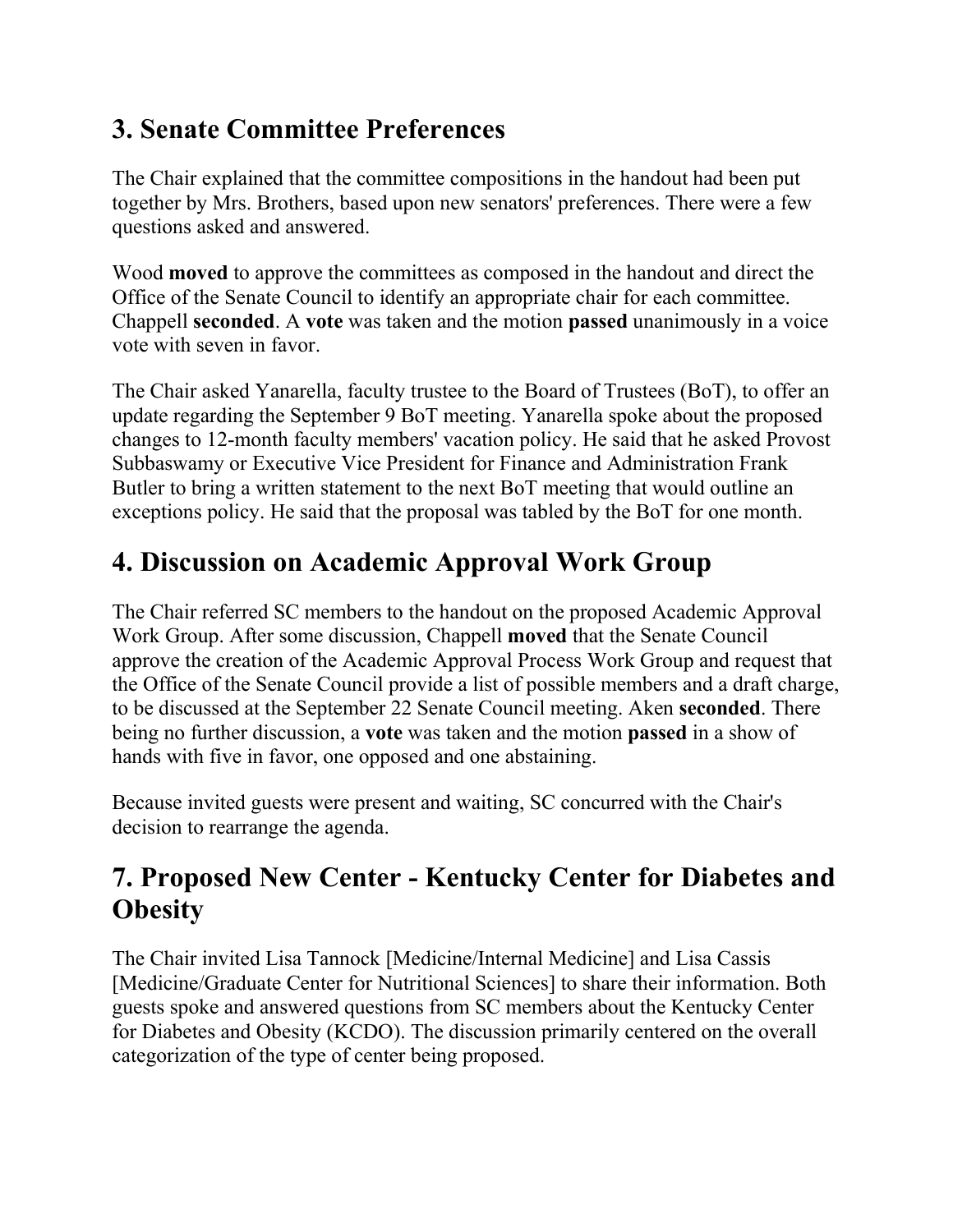## 3. Senate Committee Preferences

The Chair explained that the committee compositions in the handout had been put together by Mrs. Brothers, based upon new senators' preferences. There were a few questions asked and answered.

Wood **moved** to approve the committees as composed in the handout and direct the Office of the Senate Council to identify an appropriate chair for each committee. Chappell **seconded**. A **vote** was taken and the motion **passed** unanimously in a voice vote with seven in favor.

The Chair asked Yanarella, faculty trustee to the Board of Trustees (BoT), to offer an update regarding the September 9 BoT meeting. Yanarella spoke about the proposed changes to 12-month faculty members' vacation policy. He said that he asked Provost Subbaswamy or Executive Vice President for Finance and Administration Frank Butler to bring a written statement to the next BoT meeting that would outline an exceptions policy. He said that the proposal was tabled by the BoT for one month.

## 4. Discussion on Academic Approval Work Group

The Chair referred SC members to the handout on the proposed Academic Approval Work Group. After some discussion, Chappell **moved** that the Senate Council approve the creation of the Academic Approval Process Work Group and request that the Office of the Senate Council provide a list of possible members and a draft charge, to be discussed at the September 22 Senate Council meeting. Aken **seconded**. There being no further discussion, a **vote** was taken and the motion **passed** in a show of hands with five in favor, one opposed and one abstaining.

Because invited guests were present and waiting, SC concurred with the Chair's decision to rearrange the agenda.

## 7. Proposed New Center - Kentucky Center for Diabetes and Obesity

The Chair invited Lisa Tannock [Medicine/Internal Medicine] and Lisa Cassis [Medicine/Graduate Center for Nutritional Sciences] to share their information. Both guests spoke and answered questions from SC members about the Kentucky Center for Diabetes and Obesity (KCDO). The discussion primarily centered on the overall categorization of the type of center being proposed.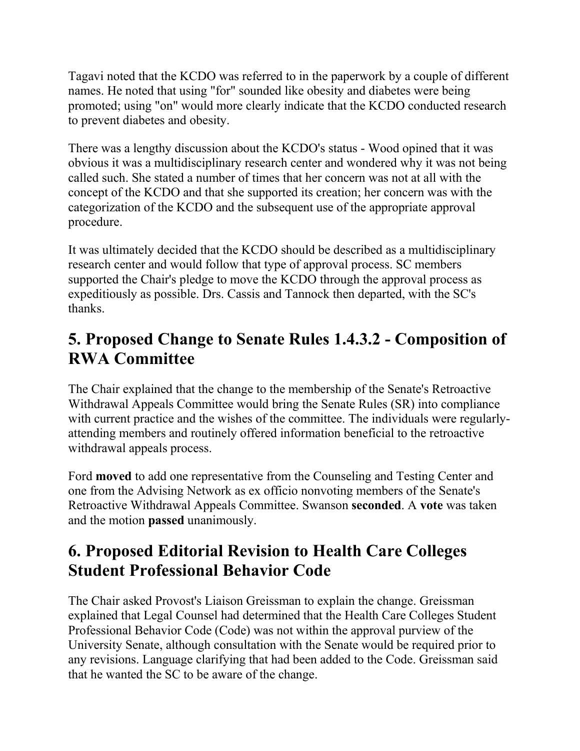Tagavi noted that the KCDO was referred to in the paperwork by a couple of different names. He noted that using "for" sounded like obesity and diabetes were being promoted; using "on" would more clearly indicate that the KCDO conducted research to prevent diabetes and obesity.

There was a lengthy discussion about the KCDO's status - Wood opined that it was obvious it was a multidisciplinary research center and wondered why it was not being called such. She stated a number of times that her concern was not at all with the concept of the KCDO and that she supported its creation; her concern was with the categorization of the KCDO and the subsequent use of the appropriate approval procedure.

It was ultimately decided that the KCDO should be described as a multidisciplinary research center and would follow that type of approval process. SC members supported the Chair's pledge to move the KCDO through the approval process as expeditiously as possible. Drs. Cassis and Tannock then departed, with the SC's thanks.

## 5. Proposed Change to Senate Rules 1.4.3.2 - Composition of RWA Committee

The Chair explained that the change to the membership of the Senate's Retroactive Withdrawal Appeals Committee would bring the Senate Rules (SR) into compliance with current practice and the wishes of the committee. The individuals were regularly-attending members and routinely offered information beneficial to the retroactive withdrawal appeals process.

Ford **moved** to add one representative from the Counseling and Testing Center and one from the Advising Network as ex officio nonvoting members of the Senate's Retroactive Withdrawal Appeals Committee. Swanson **seconded**. A **vote** was taken and the motion **passed** unanimously.

## 6. Proposed Editorial Revision to Health Care Colleges Student Professional Behavior Code

The Chair asked Provost's Liaison Greissman to explain the change. Greissman explained that Legal Counsel had determined that the Health Care Colleges Student Professional Behavior Code (Code) was not within the approval purview of the University Senate, although consultation with the Senate would be required prior to any revisions. Language clarifying that had been added to the Code. Greissman said that he wanted the SC to be aware of the change.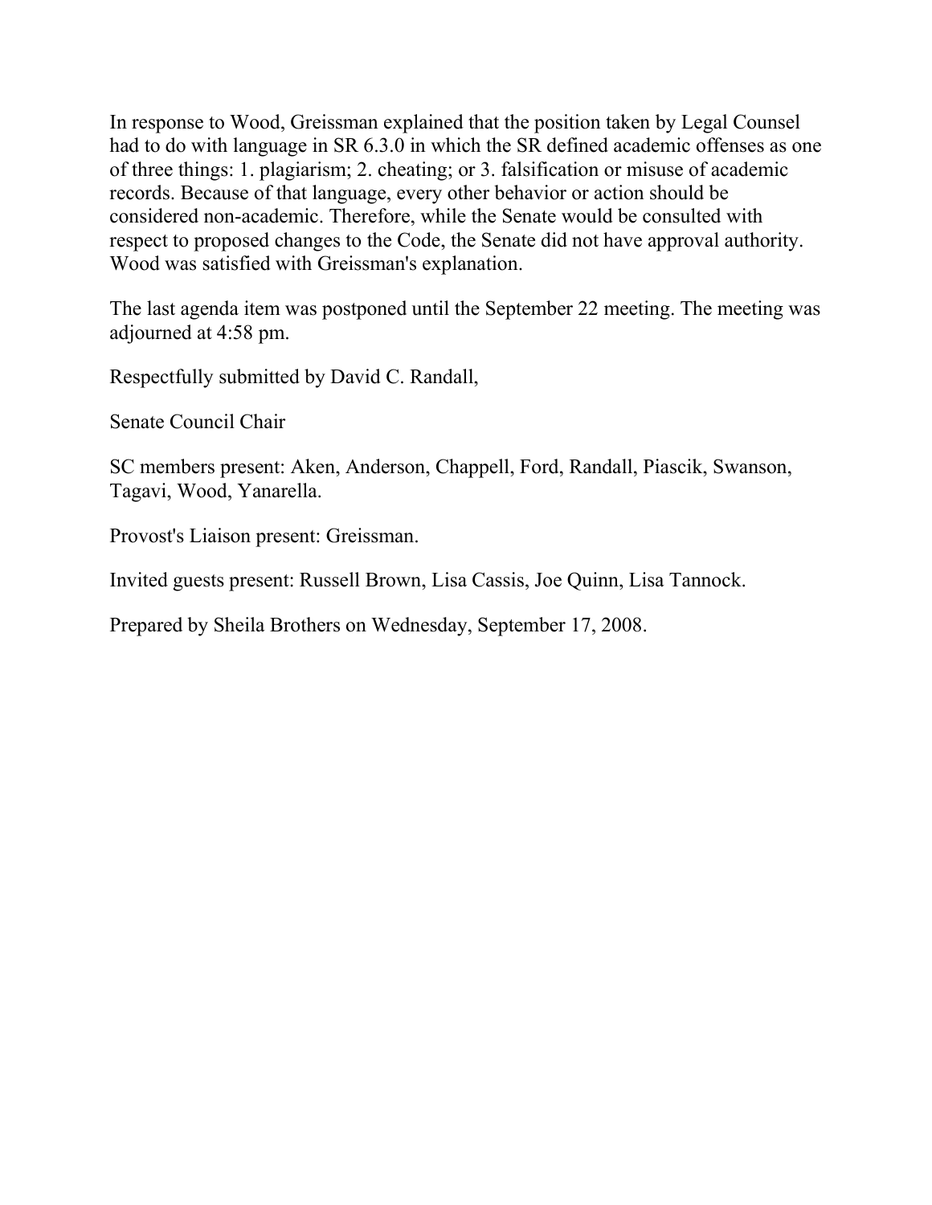In response to Wood, Greissman explained that the position taken by Legal Counsel had to do with language in SR 6.3.0 in which the SR defined academic offenses as one of three things: 1. plagiarism; 2. cheating; or 3. falsification or misuse of academic records. Because of that language, every other behavior or action should be considered non-academic. Therefore, while the Senate would be consulted with respect to proposed changes to the Code, the Senate did not have approval authority. Wood was satisfied with Greissman's explanation.

The last agenda item was postponed until the September 22 meeting. The meeting was adjourned at 4:58 pm.

Respectfully submitted by David C. Randall,

Senate Council Chair

SC members present: Aken, Anderson, Chappell, Ford, Randall, Piascik, Swanson, Tagavi, Wood, Yanarella.

Provost's Liaison present: Greissman.

Invited guests present: Russell Brown, Lisa Cassis, Joe Quinn, Lisa Tannock.

Prepared by Sheila Brothers on Wednesday, September 17, 2008.